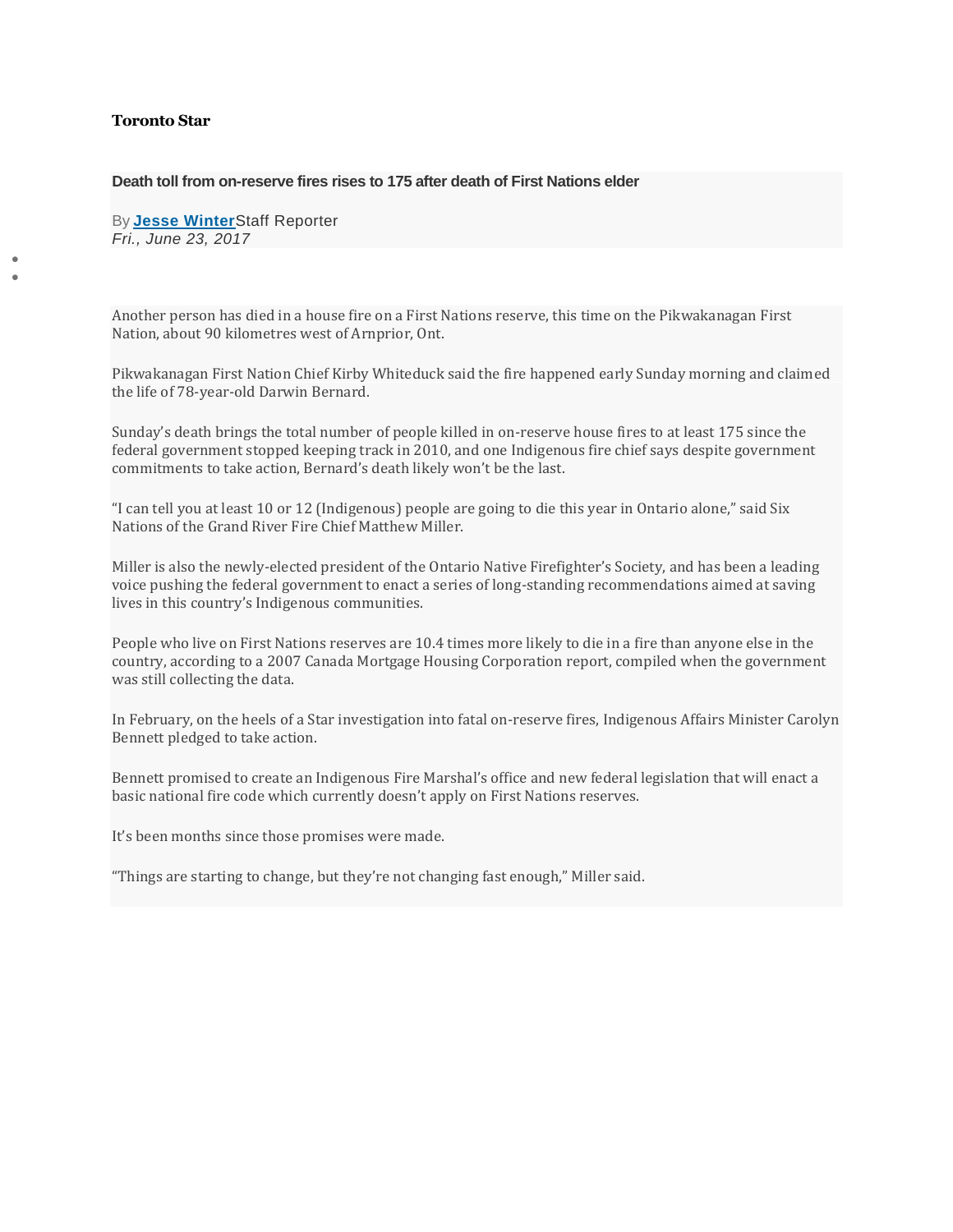**Toronto Star**

## Death toll from on-reserve fires rises to 175 after death of First Nations elder

By **Jesse Winter** Staff Reporter
*Fri., June 23, 2017*

Another person has died in a house fire on a First Nations reserve, this time on the Pikwakanagan First Nation, about 90 kilometres west of Arnprior, Ont.

Pikwakanagan First Nation Chief Kirby Whiteduck said the fire happened early Sunday morning and claimed the life of 78-year-old Darwin Bernard.

Sunday's death brings the total number of people killed in on-reserve house fires to at least 175 since the federal government stopped keeping track in 2010, and one Indigenous fire chief says despite government commitments to take action, Bernard's death likely won't be the last.

"I can tell you at least 10 or 12 (Indigenous) people are going to die this year in Ontario alone," said Six Nations of the Grand River Fire Chief Matthew Miller.

Miller is also the newly-elected president of the Ontario Native Firefighter's Society, and has been a leading voice pushing the federal government to enact a series of long-standing recommendations aimed at saving lives in this country's Indigenous communities.

People who live on First Nations reserves are 10.4 times more likely to die in a fire than anyone else in the country, according to a 2007 Canada Mortgage Housing Corporation report, compiled when the government was still collecting the data.

In February, on the heels of a Star investigation into fatal on-reserve fires, Indigenous Affairs Minister Carolyn Bennett pledged to take action.

Bennett promised to create an Indigenous Fire Marshal's office and new federal legislation that will enact a basic national fire code which currently doesn't apply on First Nations reserves.

It's been months since those promises were made.

"Things are starting to change, but they're not changing fast enough," Miller said.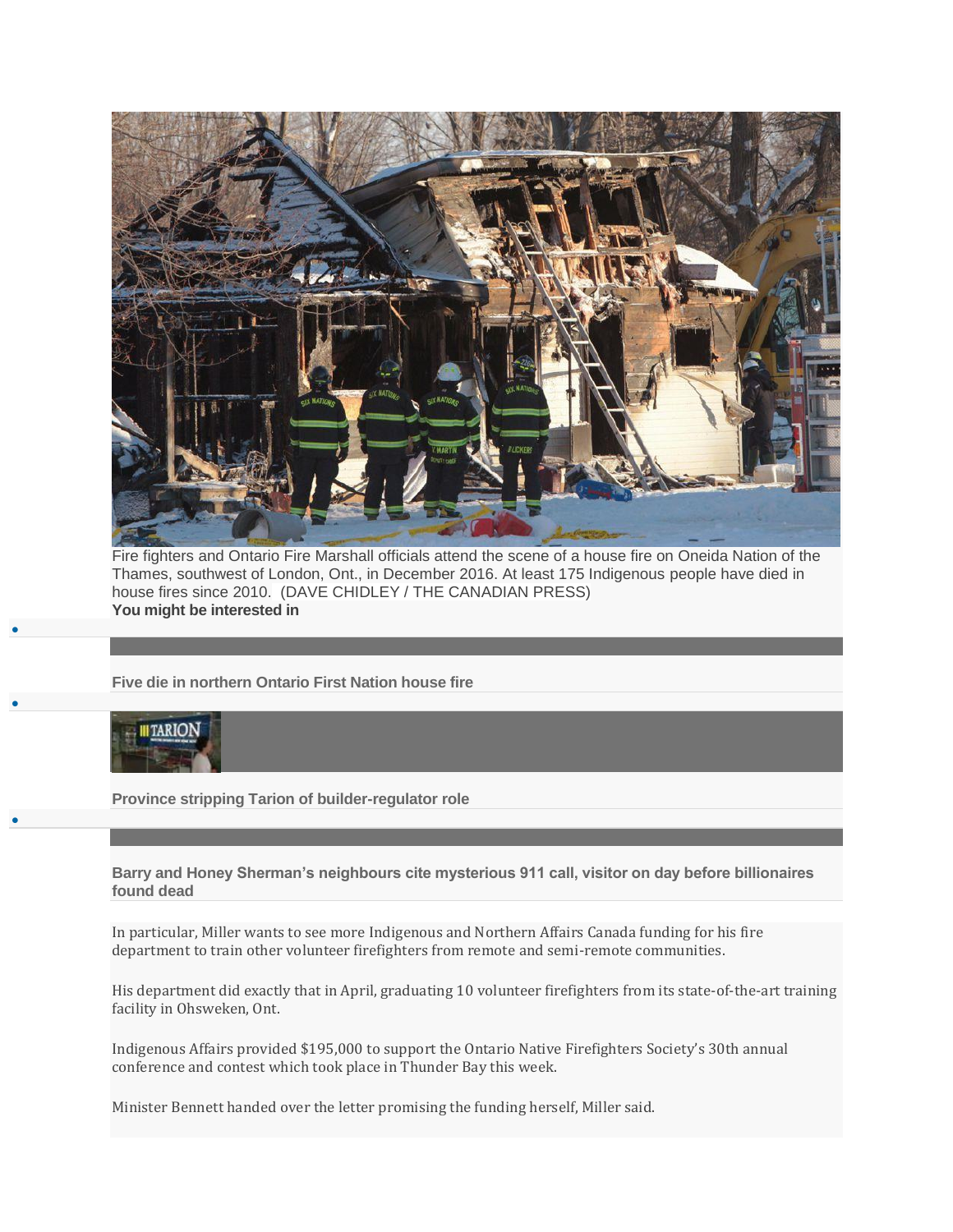Fire fighters and Ontario Fire Marshall officials attend the scene of a house fire on Oneida Nation of the Thames, southwest of London, Ont., in December 2016. At least 175 Indigenous people have died in house fires since 2010. (DAVE CHIDLEY / THE CANADIAN PRESS)

**You might be interested in**

- Five die in northern Ontario First Nation house fire
- Province stripping Tarion of builder-regulator role
- Barry and Honey Sherman's neighbours cite mysterious 911 call, visitor on day before billionaires found dead

In particular, Miller wants to see more Indigenous and Northern Affairs Canada funding for his fire department to train other volunteer firefighters from remote and semi-remote communities.

His department did exactly that in April, graduating 10 volunteer firefighters from its state-of-the-art training facility in Ohsweken, Ont.

Indigenous Affairs provided $195,000 to support the Ontario Native Firefighters Society's 30th annual conference and contest which took place in Thunder Bay this week.

Minister Bennett handed over the letter promising the funding herself, Miller said.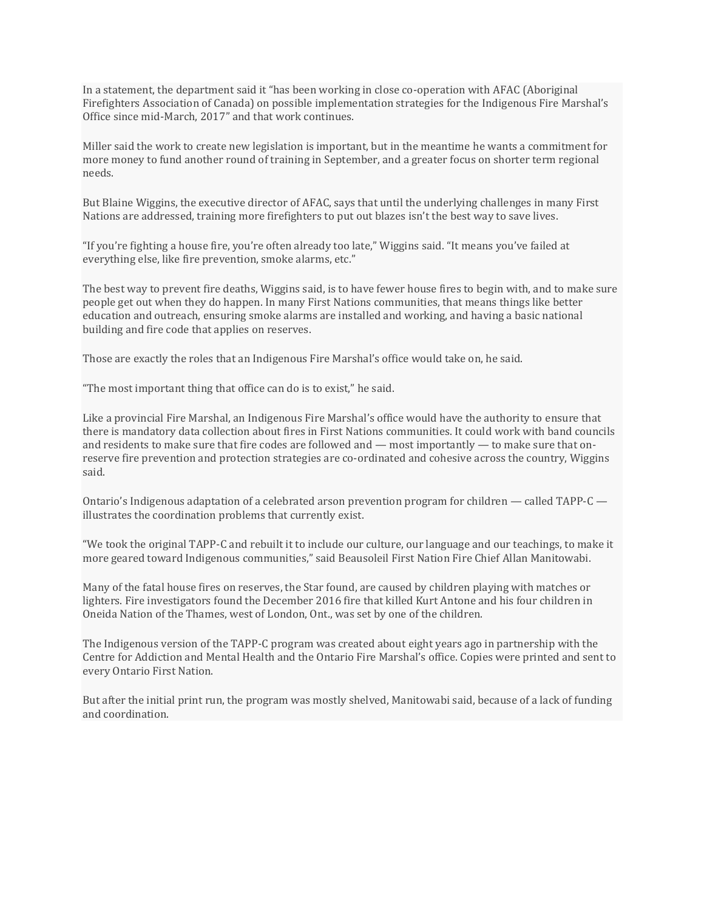In a statement, the department said it "has been working in close co-operation with AFAC (Aboriginal Firefighters Association of Canada) on possible implementation strategies for the Indigenous Fire Marshal's Office since mid-March, 2017" and that work continues.

Miller said the work to create new legislation is important, but in the meantime he wants a commitment for more money to fund another round of training in September, and a greater focus on shorter term regional needs.

But Blaine Wiggins, the executive director of AFAC, says that until the underlying challenges in many First Nations are addressed, training more firefighters to put out blazes isn't the best way to save lives.

"If you're fighting a house fire, you're often already too late," Wiggins said. "It means you've failed at everything else, like fire prevention, smoke alarms, etc."

The best way to prevent fire deaths, Wiggins said, is to have fewer house fires to begin with, and to make sure people get out when they do happen. In many First Nations communities, that means things like better education and outreach, ensuring smoke alarms are installed and working, and having a basic national building and fire code that applies on reserves.

Those are exactly the roles that an Indigenous Fire Marshal's office would take on, he said.

"The most important thing that office can do is to exist," he said.

Like a provincial Fire Marshal, an Indigenous Fire Marshal's office would have the authority to ensure that there is mandatory data collection about fires in First Nations communities. It could work with band councils and residents to make sure that fire codes are followed and — most importantly — to make sure that on-reserve fire prevention and protection strategies are co-ordinated and cohesive across the country, Wiggins said.

Ontario's Indigenous adaptation of a celebrated arson prevention program for children — called TAPP-C — illustrates the coordination problems that currently exist.

"We took the original TAPP-C and rebuilt it to include our culture, our language and our teachings, to make it more geared toward Indigenous communities," said Beausoleil First Nation Fire Chief Allan Manitowabi.

Many of the fatal house fires on reserves, the Star found, are caused by children playing with matches or lighters. Fire investigators found the December 2016 fire that killed Kurt Antone and his four children in Oneida Nation of the Thames, west of London, Ont., was set by one of the children.

The Indigenous version of the TAPP-C program was created about eight years ago in partnership with the Centre for Addiction and Mental Health and the Ontario Fire Marshal's office. Copies were printed and sent to every Ontario First Nation.

But after the initial print run, the program was mostly shelved, Manitowabi said, because of a lack of funding and coordination.